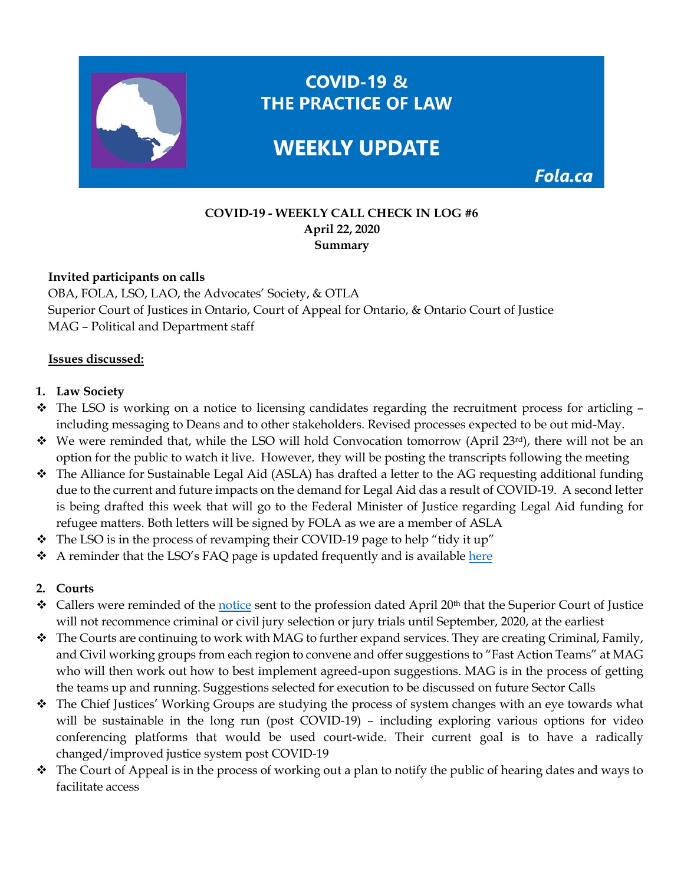# COVID-19 & THE PRACTICE OF LAW

# WEEKLY UPDATE

Fola.ca

**COVID-19 - WEEKLY CALL CHECK IN LOG #6**
**April 22, 2020**
**Summary**

**Invited participants on calls**
OBA, FOLA, LSO, LAO, the Advocates' Society, & OTLA
Superior Court of Justices in Ontario, Court of Appeal for Ontario, & Ontario Court of Justice
MAG – Political and Department staff

**Issues discussed:**

1. **Law Society**

- ❖ The LSO is working on a notice to licensing candidates regarding the recruitment process for articling – including messaging to Deans and to other stakeholders. Revised processes expected to be out mid-May.
- ❖ We were reminded that, while the LSO will hold Convocation tomorrow (April 23rd), there will not be an option for the public to watch it live. However, they will be posting the transcripts following the meeting
- ❖ The Alliance for Sustainable Legal Aid (ASLA) has drafted a letter to the AG requesting additional funding due to the current and future impacts on the demand for Legal Aid das a result of COVID-19. A second letter is being drafted this week that will go to the Federal Minister of Justice regarding Legal Aid funding for refugee matters. Both letters will be signed by FOLA as we are a member of ASLA
- ❖ The LSO is in the process of revamping their COVID-19 page to help "tidy it up"
- ❖ A reminder that the LSO's FAQ page is updated frequently and is available here

2. **Courts**

- ❖ Callers were reminded of the notice sent to the profession dated April 20th that the Superior Court of Justice will not recommence criminal or civil jury selection or jury trials until September, 2020, at the earliest
- ❖ The Courts are continuing to work with MAG to further expand services. They are creating Criminal, Family, and Civil working groups from each region to convene and offer suggestions to "Fast Action Teams" at MAG who will then work out how to best implement agreed-upon suggestions. MAG is in the process of getting the teams up and running. Suggestions selected for execution to be discussed on future Sector Calls
- ❖ The Chief Justices' Working Groups are studying the process of system changes with an eye towards what will be sustainable in the long run (post COVID-19) – including exploring various options for video conferencing platforms that would be used court-wide. Their current goal is to have a radically changed/improved justice system post COVID-19
- ❖ The Court of Appeal is in the process of working out a plan to notify the public of hearing dates and ways to facilitate access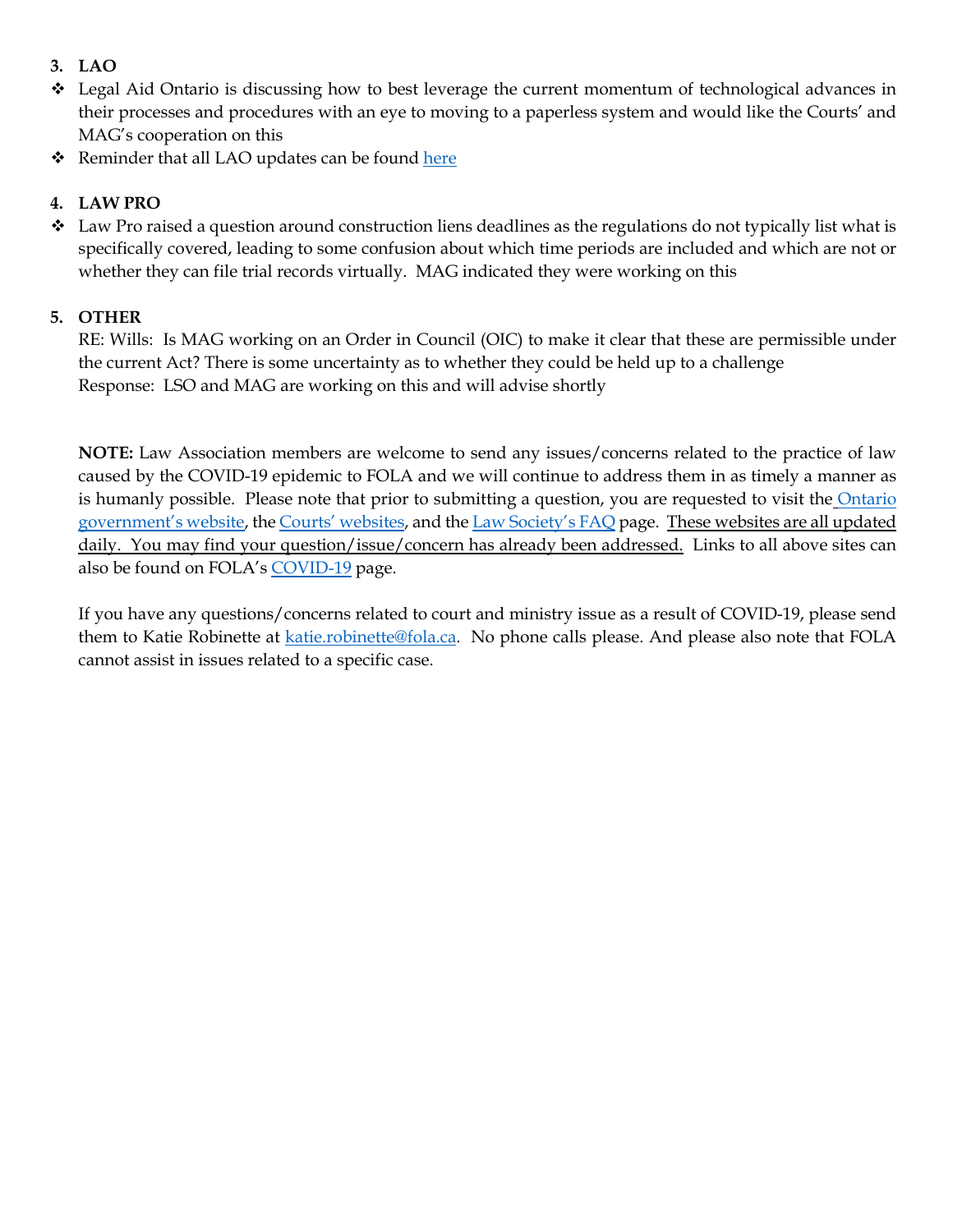3. **LAO**

- Legal Aid Ontario is discussing how to best leverage the current momentum of technological advances in their processes and procedures with an eye to moving to a paperless system and would like the Courts' and MAG's cooperation on this
- Reminder that all LAO updates can be found here

4. **LAW PRO**

- Law Pro raised a question around construction liens deadlines as the regulations do not typically list what is specifically covered, leading to some confusion about which time periods are included and which are not or whether they can file trial records virtually. MAG indicated they were working on this

5. **OTHER**

RE: Wills: Is MAG working on an Order in Council (OIC) to make it clear that these are permissible under the current Act? There is some uncertainty as to whether they could be held up to a challenge
Response: LSO and MAG are working on this and will advise shortly

**NOTE:** Law Association members are welcome to send any issues/concerns related to the practice of law caused by the COVID-19 epidemic to FOLA and we will continue to address them in as timely a manner as is humanly possible. Please note that prior to submitting a question, you are requested to visit the Ontario government's website, the Courts' websites, and the Law Society's FAQ page. These websites are all updated daily. You may find your question/issue/concern has already been addressed. Links to all above sites can also be found on FOLA's COVID-19 page.

If you have any questions/concerns related to court and ministry issue as a result of COVID-19, please send them to Katie Robinette at katie.robinette@fola.ca. No phone calls please. And please also note that FOLA cannot assist in issues related to a specific case.